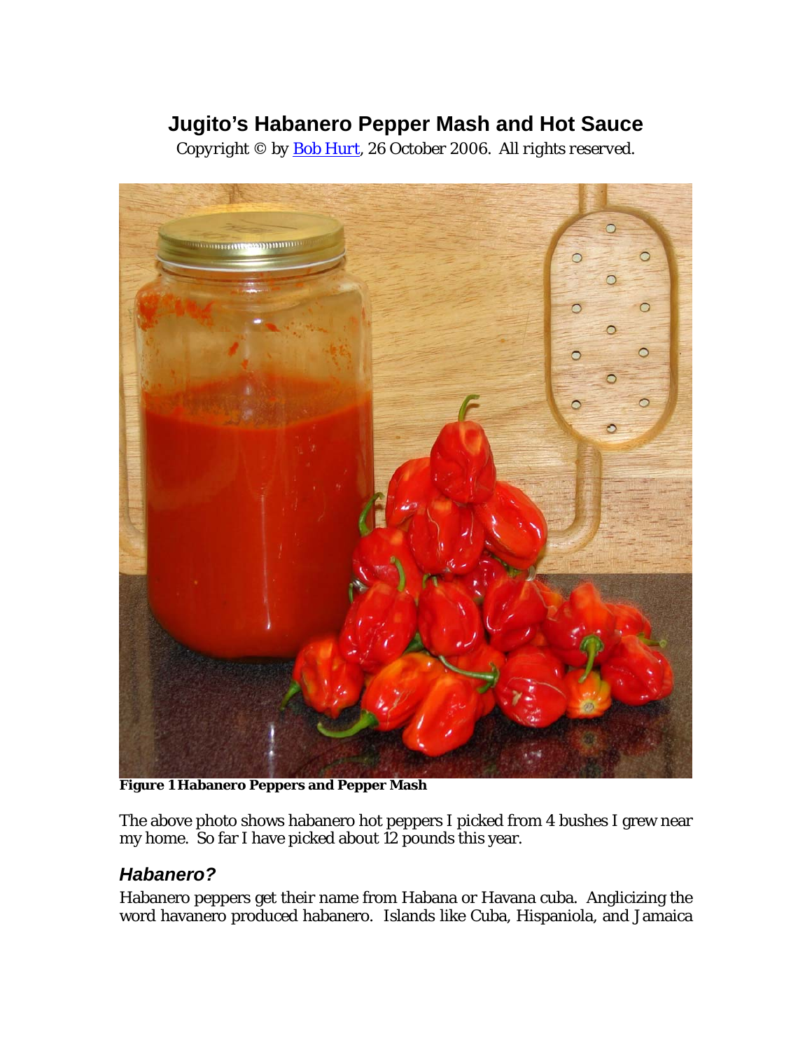# Jugito's Habanero Pepper Mash and Hot Sauce

Copyright © by [Bob Hurt](), 26 October 2006. All rights reserved.

**Figure 1 Habanero Peppers and Pepper Mash**

The above photo shows habanero hot peppers I picked from 4 bushes I grew near my home. So far I have picked about 12 pounds this year.

## *Habanero?*

Habanero peppers get their name from Habana or Havana cuba. Anglicizing the word havanero produced habanero. Islands like Cuba, Hispaniola, and Jamaica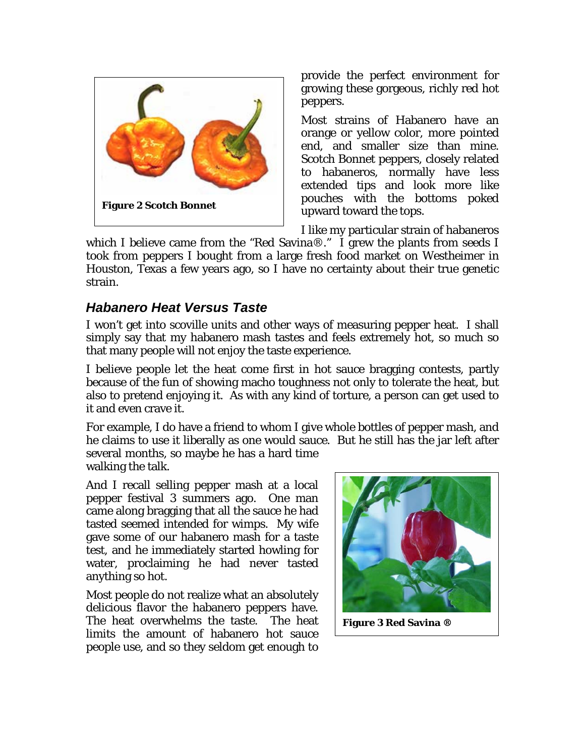Figure 2 Scotch Bonnet

provide the perfect environment for growing these gorgeous, richly red hot peppers.

Most strains of Habanero have an orange or yellow color, more pointed end, and smaller size than mine. Scotch Bonnet peppers, closely related to habaneros, normally have less extended tips and look more like pouches with the bottoms poked upward toward the tops.

I like my particular strain of habaneros which I believe came from the "Red Savina®." I grew the plants from seeds I took from peppers I bought from a large fresh food market on Westheimer in Houston, Texas a few years ago, so I have no certainty about their true genetic strain.

## *Habanero Heat Versus Taste*

I won't get into scoville units and other ways of measuring pepper heat. I shall simply say that my habanero mash tastes and feels extremely hot, so much so that many people will not enjoy the taste experience.

I believe people let the heat come first in hot sauce bragging contests, partly because of the fun of showing macho toughness not only to tolerate the heat, but also to pretend enjoying it. As with any kind of torture, a person can get used to it and even crave it.

For example, I do have a friend to whom I give whole bottles of pepper mash, and he claims to use it liberally as one would sauce. But he still has the jar left after several months, so maybe he has a hard time walking the talk.

And I recall selling pepper mash at a local pepper festival 3 summers ago. One man came along bragging that all the sauce he had tasted seemed intended for wimps. My wife gave some of our habanero mash for a taste test, and he immediately started howling for water, proclaiming he had never tasted anything so hot.

Most people do not realize what an absolutely delicious flavor the habanero peppers have. The heat overwhelms the taste. The heat limits the amount of habanero hot sauce people use, and so they seldom get enough to

Figure 3 Red Savina ®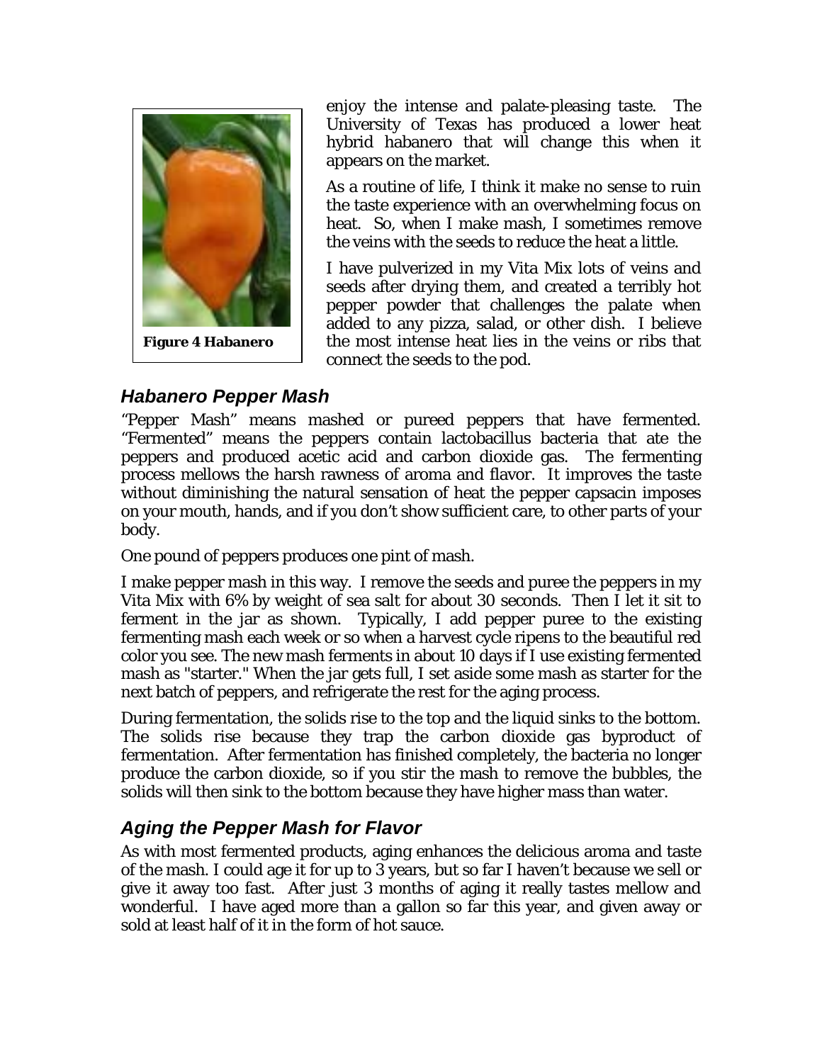Figure 4 Habanero

enjoy the intense and palate-pleasing taste. The University of Texas has produced a lower heat hybrid habanero that will change this when it appears on the market.

As a routine of life, I think it make no sense to ruin the taste experience with an overwhelming focus on heat. So, when I make mash, I sometimes remove the veins with the seeds to reduce the heat a little.

I have pulverized in my Vita Mix lots of veins and seeds after drying them, and created a terribly hot pepper powder that challenges the palate when added to any pizza, salad, or other dish. I believe the most intense heat lies in the veins or ribs that connect the seeds to the pod.

## *Habanero Pepper Mash*

"Pepper Mash" means mashed or pureed peppers that have fermented. "Fermented" means the peppers contain lactobacillus bacteria that ate the peppers and produced acetic acid and carbon dioxide gas. The fermenting process mellows the harsh rawness of aroma and flavor. It improves the taste without diminishing the natural sensation of heat the pepper capsacin imposes on your mouth, hands, and if you don't show sufficient care, to other parts of your body.

One pound of peppers produces one pint of mash.

I make pepper mash in this way. I remove the seeds and puree the peppers in my Vita Mix with 6% by weight of sea salt for about 30 seconds. Then I let it sit to ferment in the jar as shown. Typically, I add pepper puree to the existing fermenting mash each week or so when a harvest cycle ripens to the beautiful red color you see. The new mash ferments in about 10 days if I use existing fermented mash as "starter." When the jar gets full, I set aside some mash as starter for the next batch of peppers, and refrigerate the rest for the aging process.

During fermentation, the solids rise to the top and the liquid sinks to the bottom. The solids rise because they trap the carbon dioxide gas byproduct of fermentation. After fermentation has finished completely, the bacteria no longer produce the carbon dioxide, so if you stir the mash to remove the bubbles, the solids will then sink to the bottom because they have higher mass than water.

## *Aging the Pepper Mash for Flavor*

As with most fermented products, aging enhances the delicious aroma and taste of the mash. I could age it for up to 3 years, but so far I haven't because we sell or give it away too fast. After just 3 months of aging it really tastes mellow and wonderful. I have aged more than a gallon so far this year, and given away or sold at least half of it in the form of hot sauce.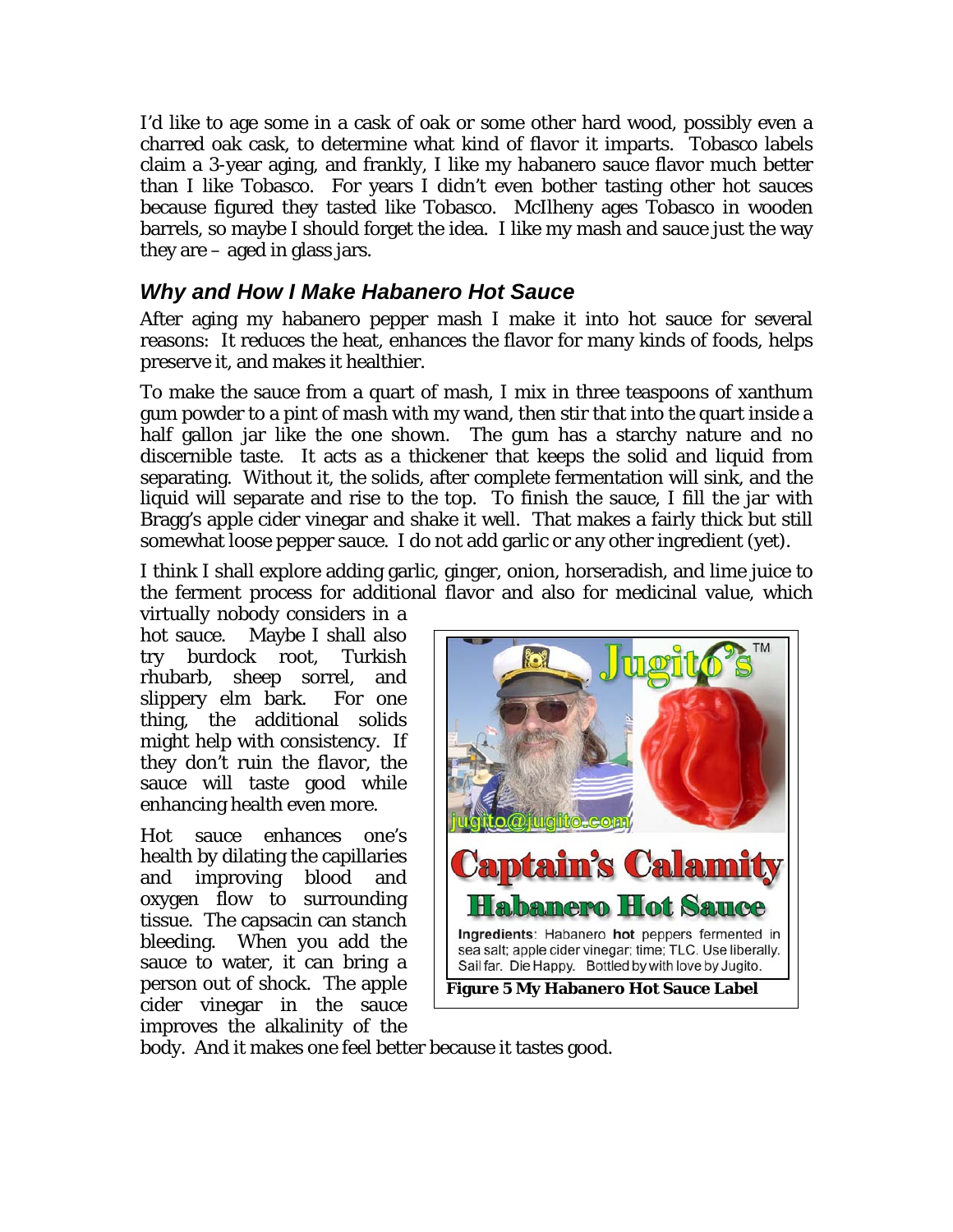I'd like to age some in a cask of oak or some other hard wood, possibly even a charred oak cask, to determine what kind of flavor it imparts. Tobasco labels claim a 3-year aging, and frankly, I like my habanero sauce flavor much better than I like Tobasco. For years I didn't even bother tasting other hot sauces because figured they tasted like Tobasco. McIlheny ages Tobasco in wooden barrels, so maybe I should forget the idea. I like my mash and sauce just the way they are – aged in glass jars.

## *Why and How I Make Habanero Hot Sauce*

After aging my habanero pepper mash I make it into hot sauce for several reasons: It reduces the heat, enhances the flavor for many kinds of foods, helps preserve it, and makes it healthier.

To make the sauce from a quart of mash, I mix in three teaspoons of xanthum gum powder to a pint of mash with my wand, then stir that into the quart inside a half gallon jar like the one shown. The gum has a starchy nature and no discernible taste. It acts as a thickener that keeps the solid and liquid from separating. Without it, the solids, after complete fermentation will sink, and the liquid will separate and rise to the top. To finish the sauce, I fill the jar with Bragg's apple cider vinegar and shake it well. That makes a fairly thick but still somewhat loose pepper sauce. I do not add garlic or any other ingredient (yet).

I think I shall explore adding garlic, ginger, onion, horseradish, and lime juice to the ferment process for additional flavor and also for medicinal value, which virtually nobody considers in a hot sauce. Maybe I shall also try burdock root, Turkish rhubarb, sheep sorrel, and slippery elm bark. For one thing, the additional solids might help with consistency. If they don't ruin the flavor, the sauce will taste good while enhancing health even more.

Hot sauce enhances one's health by dilating the capillaries and improving blood and oxygen flow to surrounding tissue. The capsacin can stanch bleeding. When you add the sauce to water, it can bring a person out of shock. The apple cider vinegar in the sauce improves the alkalinity of the body. And it makes one feel better because it tastes good.

Jugito's™

jugito@jugito.com

Captain's Calamity

Habanero Hot Sauce

Ingredients: Habanero **hot** peppers fermented in sea salt; apple cider vinegar; time; TLC. Use liberally. Sail far. Die Happy. Bottled by with love by Jugito.

**Figure 5 My Habanero Hot Sauce Label**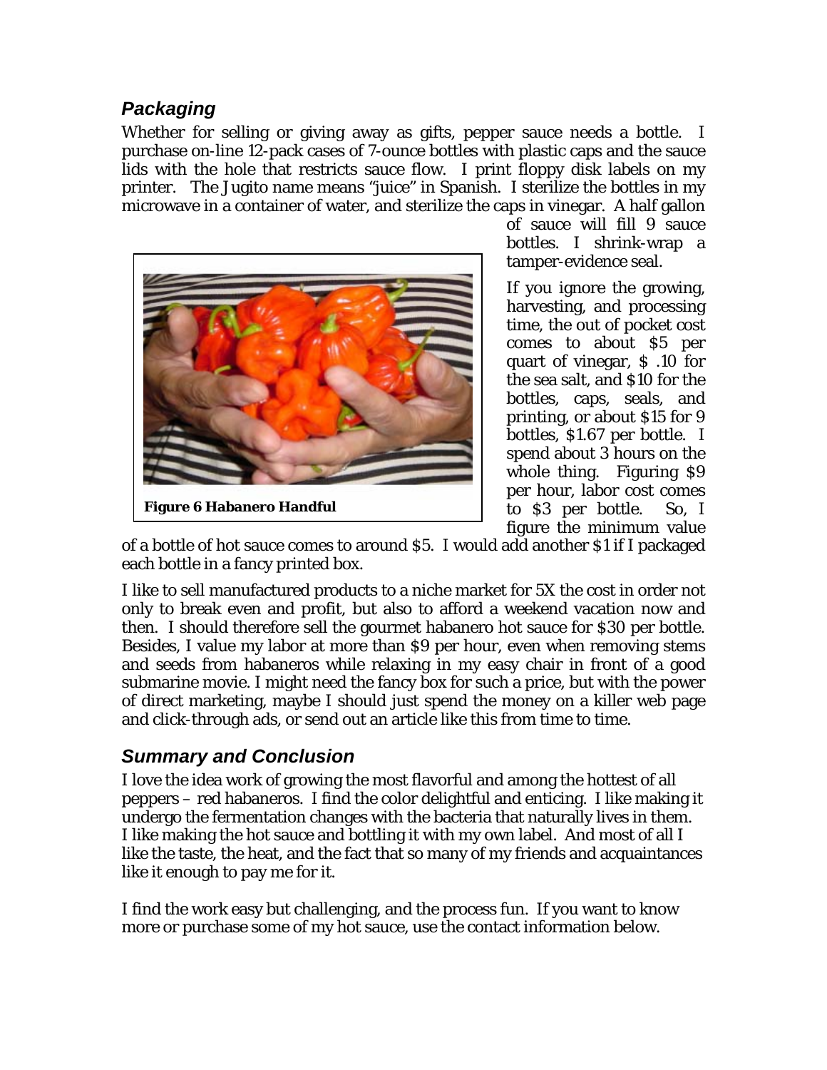## *Packaging*

Whether for selling or giving away as gifts, pepper sauce needs a bottle. I purchase on-line 12-pack cases of 7-ounce bottles with plastic caps and the sauce lids with the hole that restricts sauce flow. I print floppy disk labels on my printer. The Jugito name means "juice" in Spanish. I sterilize the bottles in my microwave in a container of water, and sterilize the caps in vinegar. A half gallon of sauce will fill 9 sauce bottles. I shrink-wrap a tamper-evidence seal.

**Figure 6 Habanero Handful**

If you ignore the growing, harvesting, and processing time, the out of pocket cost comes to about \$5 per quart of vinegar, \$ .10 for the sea salt, and \$10 for the bottles, caps, seals, and printing, or about \$15 for 9 bottles, \$1.67 per bottle. I spend about 3 hours on the whole thing. Figuring \$9 per hour, labor cost comes to \$3 per bottle. So, I figure the minimum value of a bottle of hot sauce comes to around \$5. I would add another \$1 if I packaged each bottle in a fancy printed box.

I like to sell manufactured products to a niche market for 5X the cost in order not only to break even and profit, but also to afford a weekend vacation now and then. I should therefore sell the gourmet habanero hot sauce for \$30 per bottle. Besides, I value my labor at more than \$9 per hour, even when removing stems and seeds from habaneros while relaxing in my easy chair in front of a good submarine movie. I might need the fancy box for such a price, but with the power of direct marketing, maybe I should just spend the money on a killer web page and click-through ads, or send out an article like this from time to time.

## *Summary and Conclusion*

I love the idea work of growing the most flavorful and among the hottest of all peppers – red habaneros. I find the color delightful and enticing. I like making it undergo the fermentation changes with the bacteria that naturally lives in them. I like making the hot sauce and bottling it with my own label. And most of all I like the taste, the heat, and the fact that so many of my friends and acquaintances like it enough to pay me for it.

I find the work easy but challenging, and the process fun. If you want to know more or purchase some of my hot sauce, use the contact information below.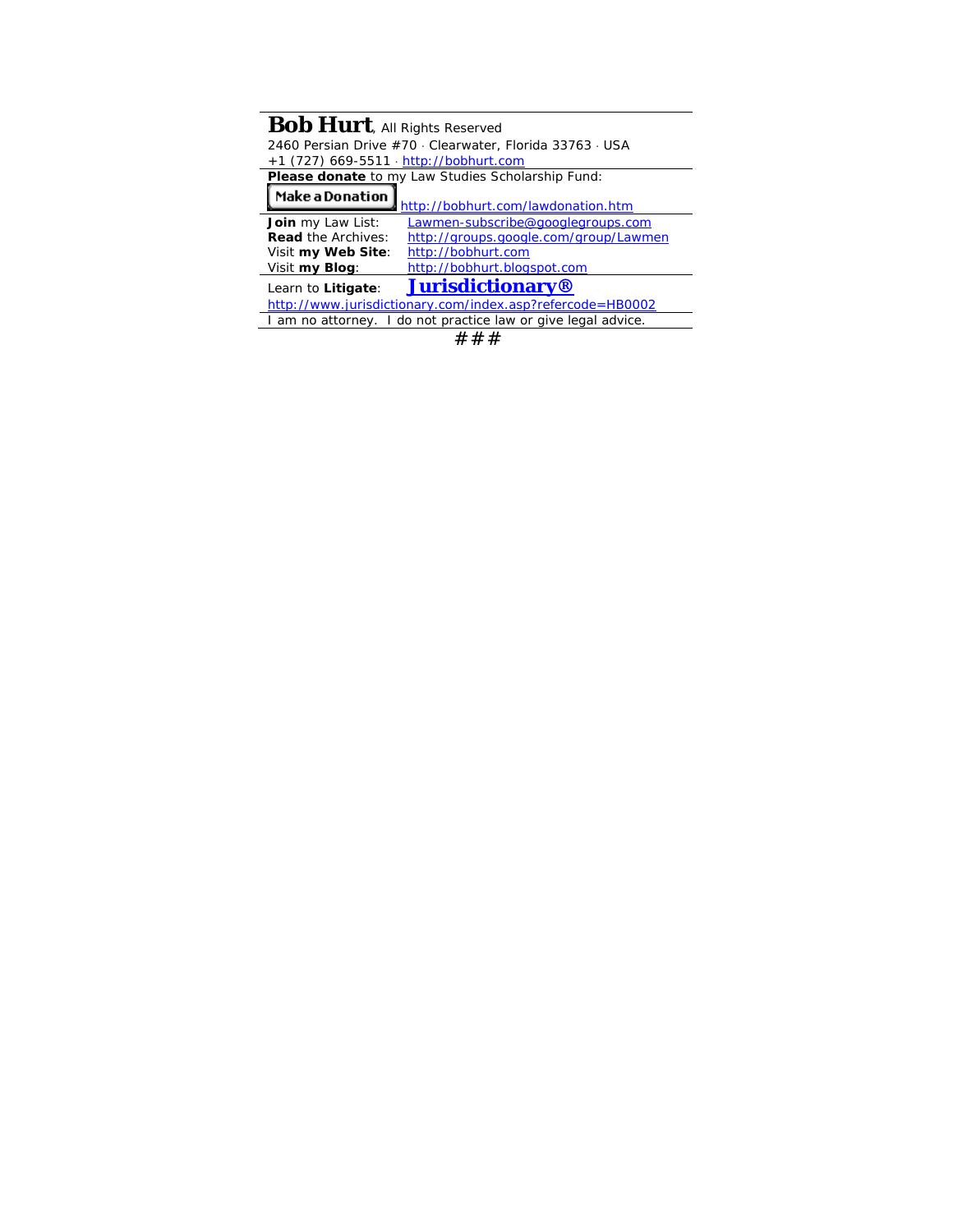**Bob Hurt**, All Rights Reserved
2460 Persian Drive #70 · Clearwater, Florida 33763 · USA
+1 (727) 669-5511 · http://bobhurt.com

**Please donate** to my Law Studies Scholarship Fund:
**Make a Donation** http://bobhurt.com/lawdonation.htm

| | |
|---|---|
| **Join** my Law List: | Lawmen-subscribe@googlegroups.com |
| **Read** the Archives: | http://groups.google.com/group/Lawmen |
| Visit **my Web Site**: | http://bobhurt.com |
| Visit **my Blog**: | http://bobhurt.blogspot.com |

Learn to **Litigate**: **Jurisdictionary®**
http://www.jurisdictionary.com/index.asp?refercode=HB0002

I am no attorney. I do not practice law or give legal advice.

###